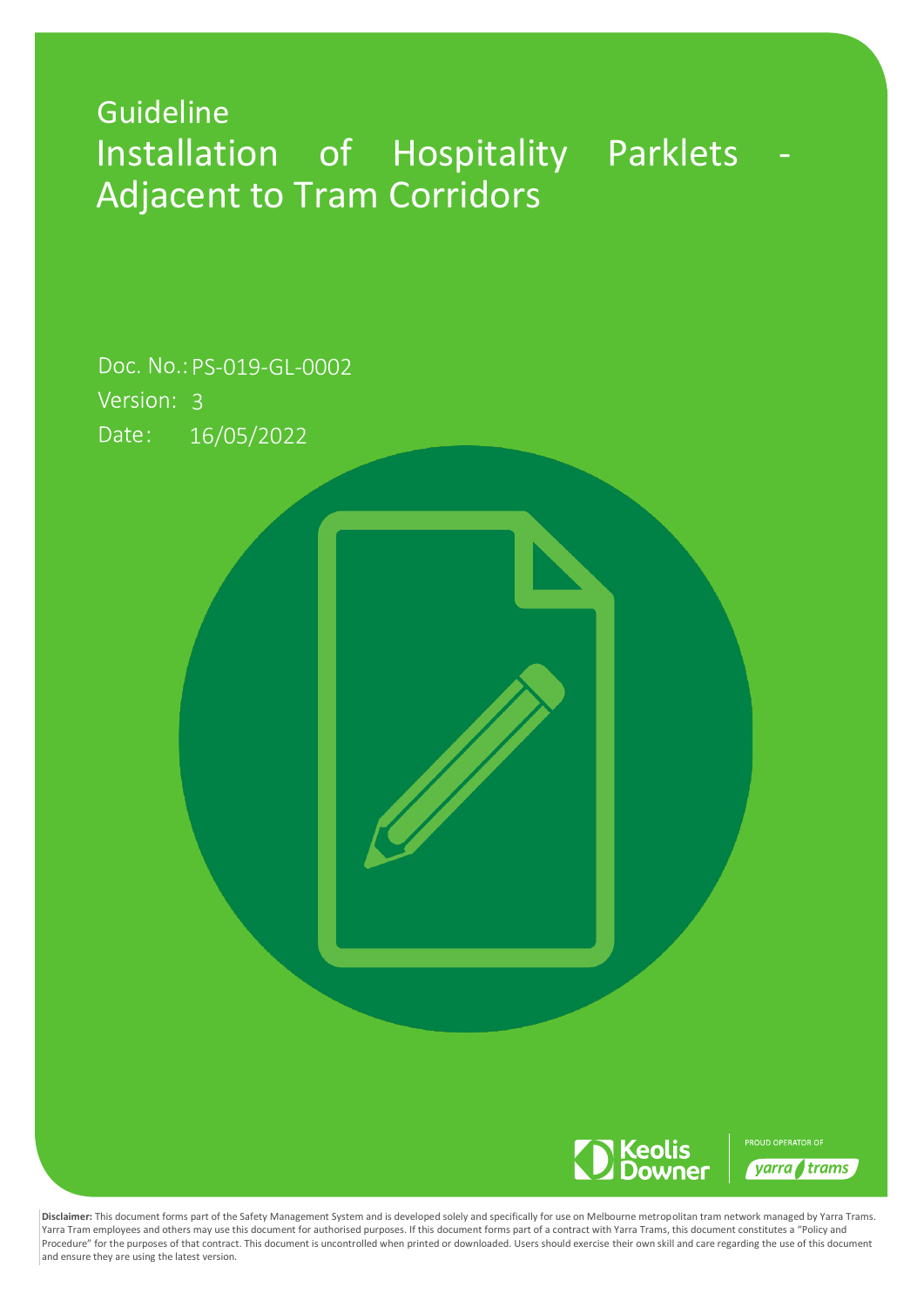Guideline

# Installation of Hospitality Parklets - Adjacent to Tram Corridors

Doc. No.: PS-019-GL-0002

Version: 3

Date: 16/05/2022

Keolis Downer

PROUD OPERATOR OF yarra trams

**Disclaimer:** This document forms part of the Safety Management System and is developed solely and specifically for use on Melbourne metropolitan tram network managed by Yarra Trams. Yarra Tram employees and others may use this document for authorised purposes. If this document forms part of a contract with Yarra Trams, this document constitutes a "Policy and Procedure" for the purposes of that contract. This document is uncontrolled when printed or downloaded. Users should exercise their own skill and care regarding the use of this document and ensure they are using the latest version.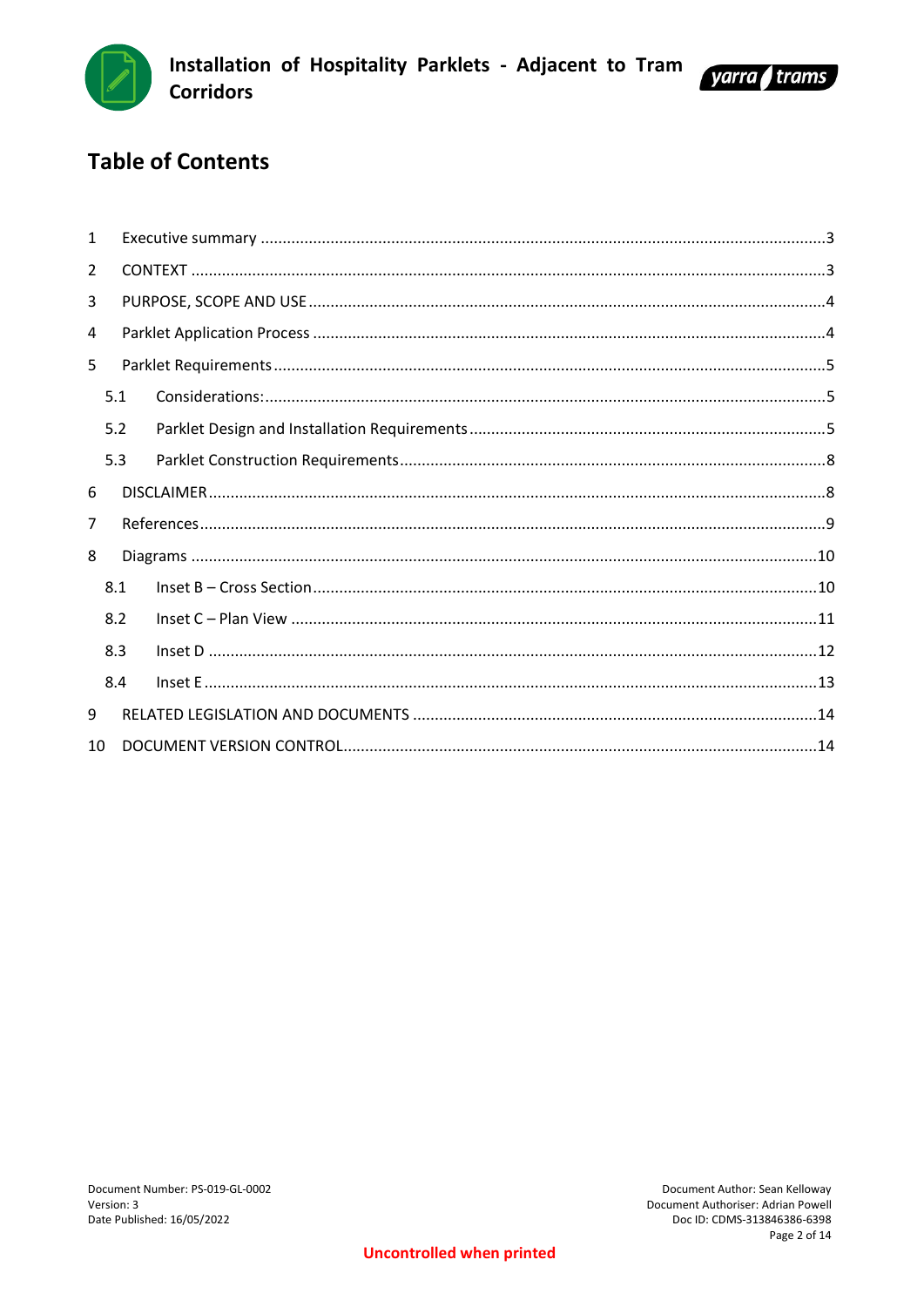# Table of Contents

1 Executive summary ....3
2 CONTEXT ....3
3 PURPOSE, SCOPE AND USE ....4
4 Parklet Application Process ....4
5 Parklet Requirements ....5
  5.1 Considerations: ....5
  5.2 Parklet Design and Installation Requirements ....5
  5.3 Parklet Construction Requirements ....8
6 DISCLAIMER ....8
7 References ....9
8 Diagrams ....10
  8.1 Inset B – Cross Section ....10
  8.2 Inset C – Plan View ....11
  8.3 Inset D ....12
  8.4 Inset E ....13
9 RELATED LEGISLATION AND DOCUMENTS ....14
10 DOCUMENT VERSION CONTROL ....14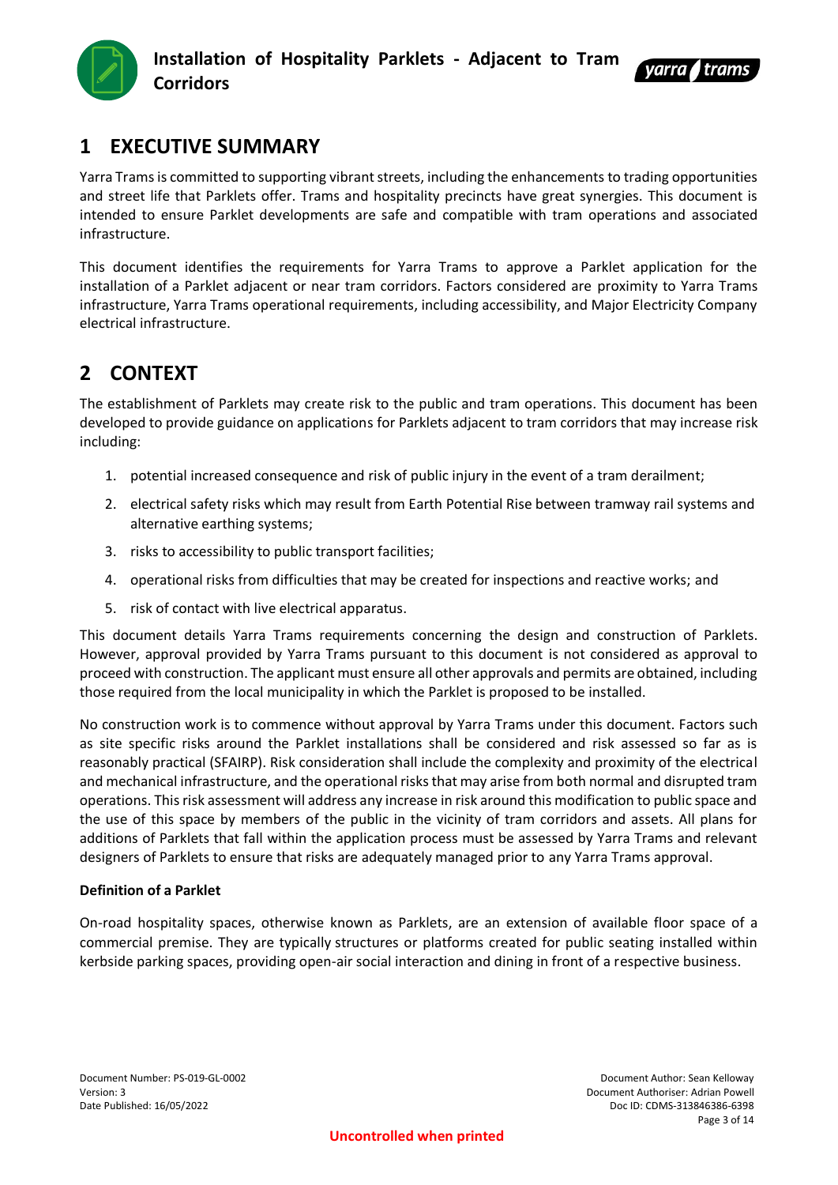# 1 EXECUTIVE SUMMARY

Yarra Trams is committed to supporting vibrant streets, including the enhancements to trading opportunities and street life that Parklets offer. Trams and hospitality precincts have great synergies. This document is intended to ensure Parklet developments are safe and compatible with tram operations and associated infrastructure.

This document identifies the requirements for Yarra Trams to approve a Parklet application for the installation of a Parklet adjacent or near tram corridors. Factors considered are proximity to Yarra Trams infrastructure, Yarra Trams operational requirements, including accessibility, and Major Electricity Company electrical infrastructure.

# 2 CONTEXT

The establishment of Parklets may create risk to the public and tram operations. This document has been developed to provide guidance on applications for Parklets adjacent to tram corridors that may increase risk including:

1. potential increased consequence and risk of public injury in the event of a tram derailment;
2. electrical safety risks which may result from Earth Potential Rise between tramway rail systems and alternative earthing systems;
3. risks to accessibility to public transport facilities;
4. operational risks from difficulties that may be created for inspections and reactive works; and
5. risk of contact with live electrical apparatus.

This document details Yarra Trams requirements concerning the design and construction of Parklets. However, approval provided by Yarra Trams pursuant to this document is not considered as approval to proceed with construction. The applicant must ensure all other approvals and permits are obtained, including those required from the local municipality in which the Parklet is proposed to be installed.

No construction work is to commence without approval by Yarra Trams under this document. Factors such as site specific risks around the Parklet installations shall be considered and risk assessed so far as is reasonably practical (SFAIRP). Risk consideration shall include the complexity and proximity of the electrical and mechanical infrastructure, and the operational risks that may arise from both normal and disrupted tram operations. This risk assessment will address any increase in risk around this modification to public space and the use of this space by members of the public in the vicinity of tram corridors and assets. All plans for additions of Parklets that fall within the application process must be assessed by Yarra Trams and relevant designers of Parklets to ensure that risks are adequately managed prior to any Yarra Trams approval.

**Definition of a Parklet**

On-road hospitality spaces, otherwise known as Parklets, are an extension of available floor space of a commercial premise. They are typically structures or platforms created for public seating installed within kerbside parking spaces, providing open-air social interaction and dining in front of a respective business.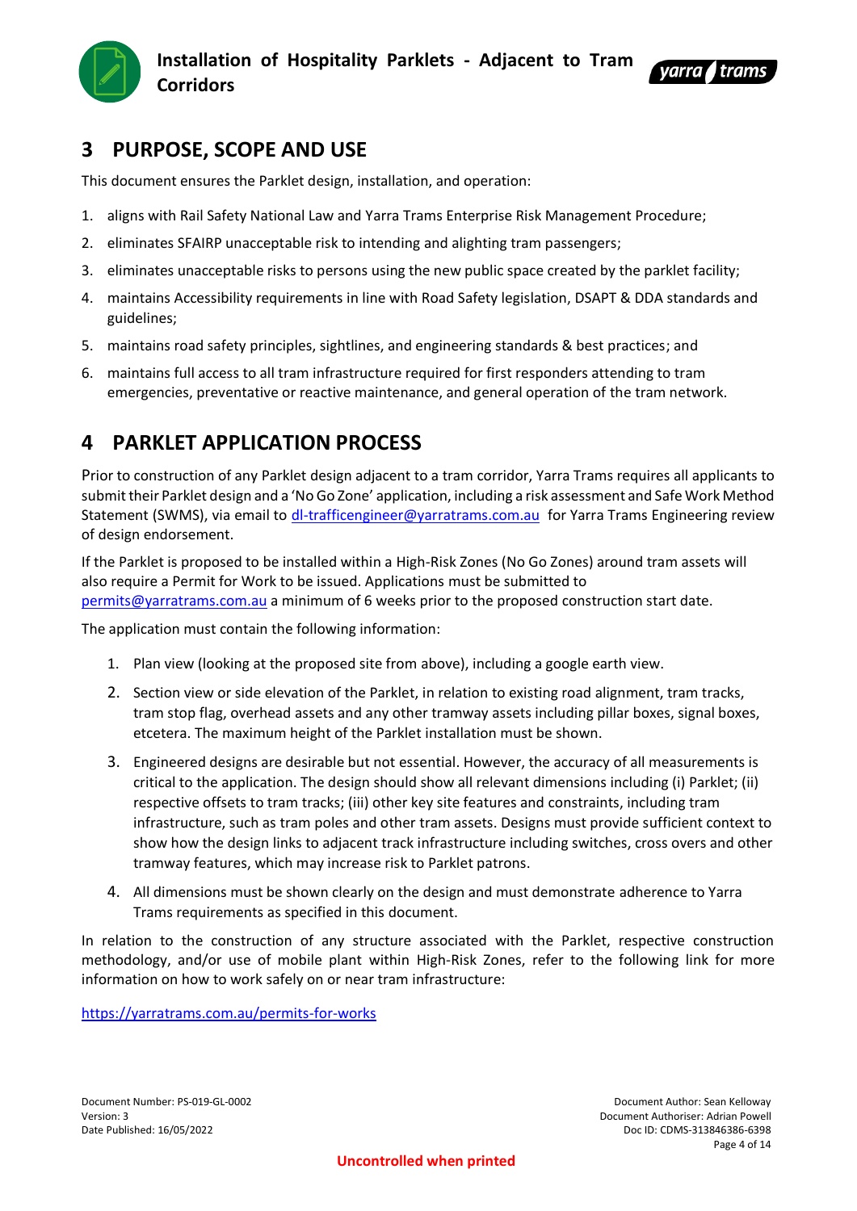# 3 PURPOSE, SCOPE AND USE

This document ensures the Parklet design, installation, and operation:

1. aligns with Rail Safety National Law and Yarra Trams Enterprise Risk Management Procedure;
2. eliminates SFAIRP unacceptable risk to intending and alighting tram passengers;
3. eliminates unacceptable risks to persons using the new public space created by the parklet facility;
4. maintains Accessibility requirements in line with Road Safety legislation, DSAPT & DDA standards and guidelines;
5. maintains road safety principles, sightlines, and engineering standards & best practices; and
6. maintains full access to all tram infrastructure required for first responders attending to tram emergencies, preventative or reactive maintenance, and general operation of the tram network.

# 4 PARKLET APPLICATION PROCESS

Prior to construction of any Parklet design adjacent to a tram corridor, Yarra Trams requires all applicants to submit their Parklet design and a 'No Go Zone' application, including a risk assessment and Safe Work Method Statement (SWMS), via email to dl-trafficengineer@yarratrams.com.au for Yarra Trams Engineering review of design endorsement.

If the Parklet is proposed to be installed within a High-Risk Zones (No Go Zones) around tram assets will also require a Permit for Work to be issued. Applications must be submitted to permits@yarratrams.com.au a minimum of 6 weeks prior to the proposed construction start date.

The application must contain the following information:

1. Plan view (looking at the proposed site from above), including a google earth view.
2. Section view or side elevation of the Parklet, in relation to existing road alignment, tram tracks, tram stop flag, overhead assets and any other tramway assets including pillar boxes, signal boxes, etcetera. The maximum height of the Parklet installation must be shown.
3. Engineered designs are desirable but not essential. However, the accuracy of all measurements is critical to the application. The design should show all relevant dimensions including (i) Parklet; (ii) respective offsets to tram tracks; (iii) other key site features and constraints, including tram infrastructure, such as tram poles and other tram assets. Designs must provide sufficient context to show how the design links to adjacent track infrastructure including switches, cross overs and other tramway features, which may increase risk to Parklet patrons.
4. All dimensions must be shown clearly on the design and must demonstrate adherence to Yarra Trams requirements as specified in this document.

In relation to the construction of any structure associated with the Parklet, respective construction methodology, and/or use of mobile plant within High-Risk Zones, refer to the following link for more information on how to work safely on or near tram infrastructure:

https://yarratrams.com.au/permits-for-works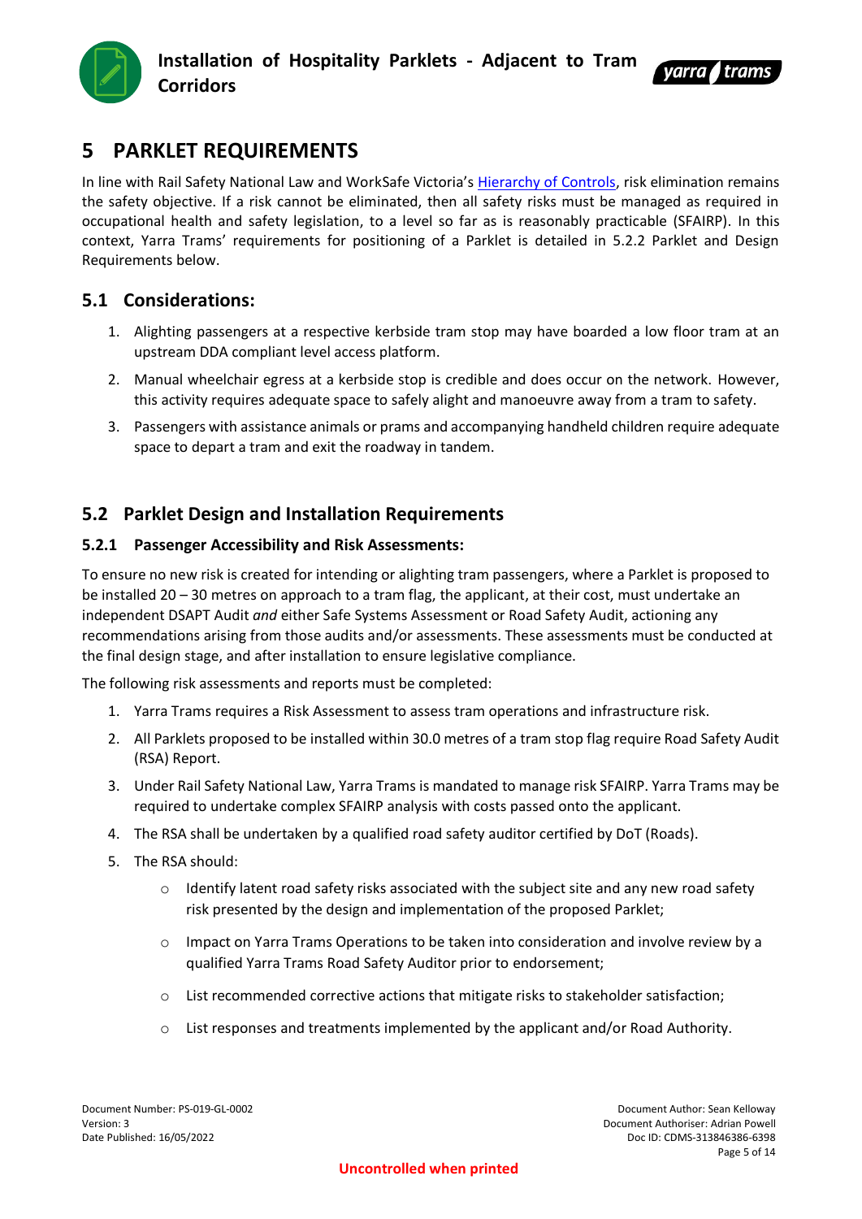# 5 PARKLET REQUIREMENTS

In line with Rail Safety National Law and WorkSafe Victoria's Hierarchy of Controls, risk elimination remains the safety objective. If a risk cannot be eliminated, then all safety risks must be managed as required in occupational health and safety legislation, to a level so far as is reasonably practicable (SFAIRP). In this context, Yarra Trams' requirements for positioning of a Parklet is detailed in 5.2.2 Parklet and Design Requirements below.

## 5.1 Considerations:

1. Alighting passengers at a respective kerbside tram stop may have boarded a low floor tram at an upstream DDA compliant level access platform.
2. Manual wheelchair egress at a kerbside stop is credible and does occur on the network. However, this activity requires adequate space to safely alight and manoeuvre away from a tram to safety.
3. Passengers with assistance animals or prams and accompanying handheld children require adequate space to depart a tram and exit the roadway in tandem.

## 5.2 Parklet Design and Installation Requirements

### 5.2.1 Passenger Accessibility and Risk Assessments:

To ensure no new risk is created for intending or alighting tram passengers, where a Parklet is proposed to be installed 20 – 30 metres on approach to a tram flag, the applicant, at their cost, must undertake an independent DSAPT Audit *and* either Safe Systems Assessment or Road Safety Audit, actioning any recommendations arising from those audits and/or assessments. These assessments must be conducted at the final design stage, and after installation to ensure legislative compliance.

The following risk assessments and reports must be completed:

1. Yarra Trams requires a Risk Assessment to assess tram operations and infrastructure risk.
2. All Parklets proposed to be installed within 30.0 metres of a tram stop flag require Road Safety Audit (RSA) Report.
3. Under Rail Safety National Law, Yarra Trams is mandated to manage risk SFAIRP. Yarra Trams may be required to undertake complex SFAIRP analysis with costs passed onto the applicant.
4. The RSA shall be undertaken by a qualified road safety auditor certified by DoT (Roads).
5. The RSA should:
   - Identify latent road safety risks associated with the subject site and any new road safety risk presented by the design and implementation of the proposed Parklet;
   - Impact on Yarra Trams Operations to be taken into consideration and involve review by a qualified Yarra Trams Road Safety Auditor prior to endorsement;
   - List recommended corrective actions that mitigate risks to stakeholder satisfaction;
   - List responses and treatments implemented by the applicant and/or Road Authority.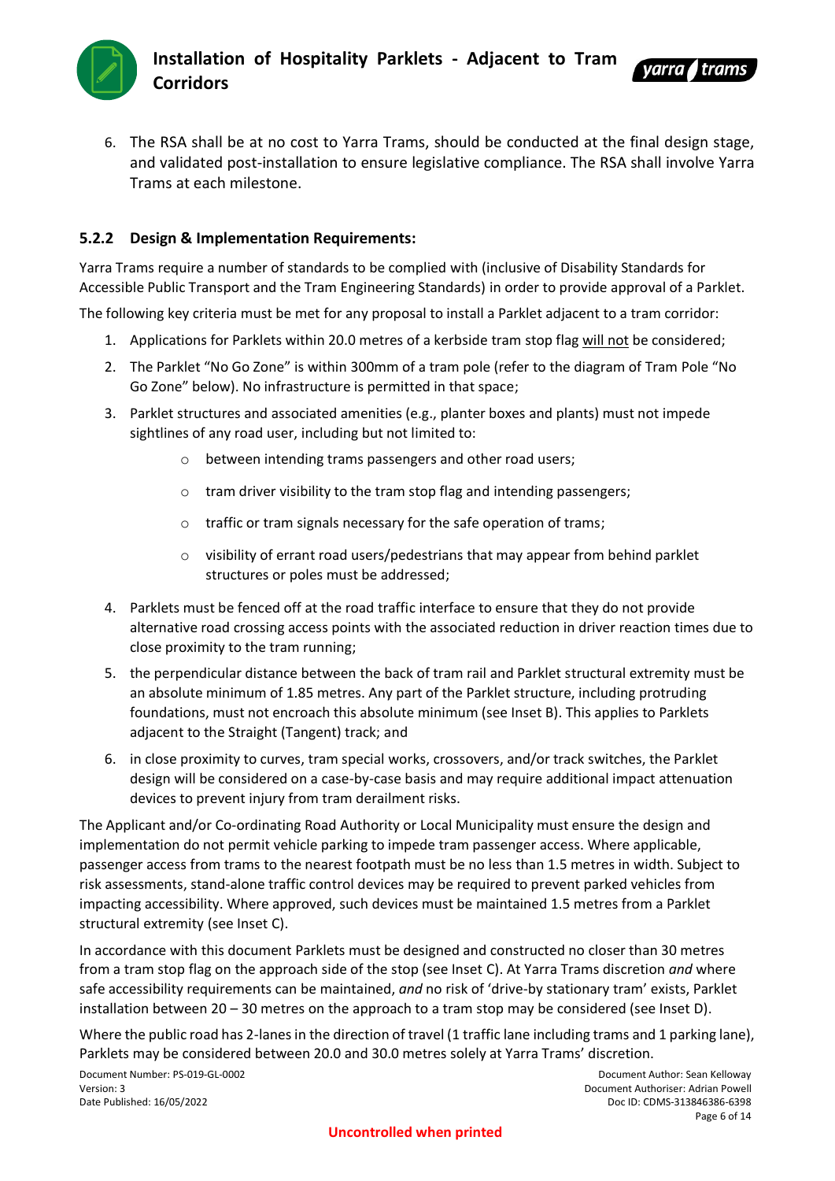6. The RSA shall be at no cost to Yarra Trams, should be conducted at the final design stage, and validated post-installation to ensure legislative compliance. The RSA shall involve Yarra Trams at each milestone.

### 5.2.2 Design & Implementation Requirements:

Yarra Trams require a number of standards to be complied with (inclusive of Disability Standards for Accessible Public Transport and the Tram Engineering Standards) in order to provide approval of a Parklet.

The following key criteria must be met for any proposal to install a Parklet adjacent to a tram corridor:

1. Applications for Parklets within 20.0 metres of a kerbside tram stop flag <u>will not</u> be considered;
2. The Parklet "No Go Zone" is within 300mm of a tram pole (refer to the diagram of Tram Pole "No Go Zone" below). No infrastructure is permitted in that space;
3. Parklet structures and associated amenities (e.g., planter boxes and plants) must not impede sightlines of any road user, including but not limited to:
    - between intending trams passengers and other road users;
    - tram driver visibility to the tram stop flag and intending passengers;
    - traffic or tram signals necessary for the safe operation of trams;
    - visibility of errant road users/pedestrians that may appear from behind parklet structures or poles must be addressed;
4. Parklets must be fenced off at the road traffic interface to ensure that they do not provide alternative road crossing access points with the associated reduction in driver reaction times due to close proximity to the tram running;
5. the perpendicular distance between the back of tram rail and Parklet structural extremity must be an absolute minimum of 1.85 metres. Any part of the Parklet structure, including protruding foundations, must not encroach this absolute minimum (see Inset B). This applies to Parklets adjacent to the Straight (Tangent) track; and
6. in close proximity to curves, tram special works, crossovers, and/or track switches, the Parklet design will be considered on a case-by-case basis and may require additional impact attenuation devices to prevent injury from tram derailment risks.

The Applicant and/or Co-ordinating Road Authority or Local Municipality must ensure the design and implementation do not permit vehicle parking to impede tram passenger access. Where applicable, passenger access from trams to the nearest footpath must be no less than 1.5 metres in width. Subject to risk assessments, stand-alone traffic control devices may be required to prevent parked vehicles from impacting accessibility. Where approved, such devices must be maintained 1.5 metres from a Parklet structural extremity (see Inset C).

In accordance with this document Parklets must be designed and constructed no closer than 30 metres from a tram stop flag on the approach side of the stop (see Inset C). At Yarra Trams discretion *and* where safe accessibility requirements can be maintained, *and* no risk of 'drive-by stationary tram' exists, Parklet installation between 20 – 30 metres on the approach to a tram stop may be considered (see Inset D).

Where the public road has 2-lanes in the direction of travel (1 traffic lane including trams and 1 parking lane), Parklets may be considered between 20.0 and 30.0 metres solely at Yarra Trams' discretion.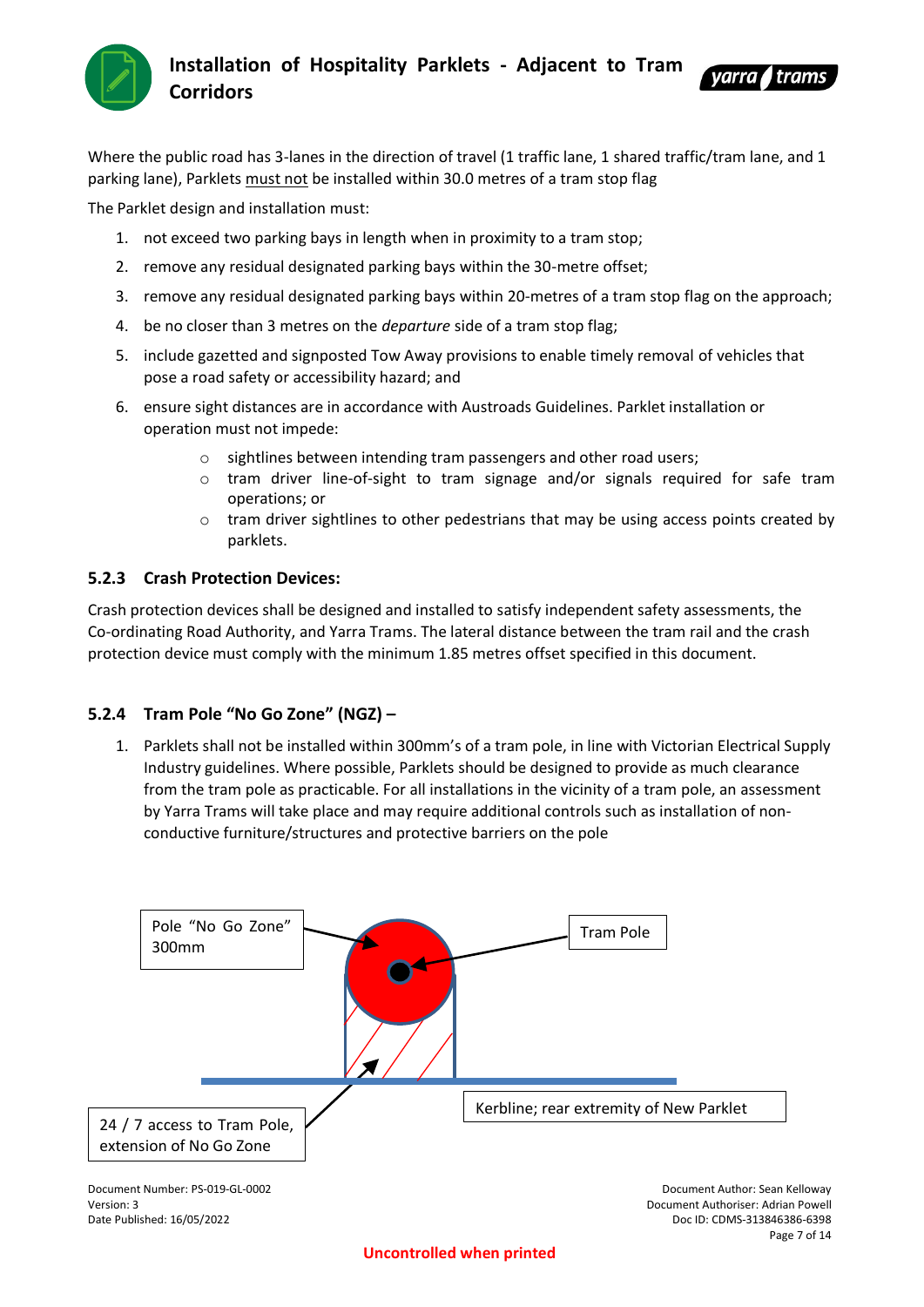Where the public road has 3-lanes in the direction of travel (1 traffic lane, 1 shared traffic/tram lane, and 1 parking lane), Parklets must not be installed within 30.0 metres of a tram stop flag

The Parklet design and installation must:

1. not exceed two parking bays in length when in proximity to a tram stop;
2. remove any residual designated parking bays within the 30-metre offset;
3. remove any residual designated parking bays within 20-metres of a tram stop flag on the approach;
4. be no closer than 3 metres on the *departure* side of a tram stop flag;
5. include gazetted and signposted Tow Away provisions to enable timely removal of vehicles that pose a road safety or accessibility hazard; and
6. ensure sight distances are in accordance with Austroads Guidelines. Parklet installation or operation must not impede:
   - sightlines between intending tram passengers and other road users;
   - tram driver line-of-sight to tram signage and/or signals required for safe tram operations; or
   - tram driver sightlines to other pedestrians that may be using access points created by parklets.

### 5.2.3 Crash Protection Devices:

Crash protection devices shall be designed and installed to satisfy independent safety assessments, the Co-ordinating Road Authority, and Yarra Trams. The lateral distance between the tram rail and the crash protection device must comply with the minimum 1.85 metres offset specified in this document.

### 5.2.4 Tram Pole "No Go Zone" (NGZ) –

1. Parklets shall not be installed within 300mm's of a tram pole, in line with Victorian Electrical Supply Industry guidelines. Where possible, Parklets should be designed to provide as much clearance from the tram pole as practicable. For all installations in the vicinity of a tram pole, an assessment by Yarra Trams will take place and may require additional controls such as installation of non-conductive furniture/structures and protective barriers on the pole

Pole "No Go Zone" 300mm

Tram Pole

24 / 7 access to Tram Pole, extension of No Go Zone

Kerbline; rear extremity of New Parklet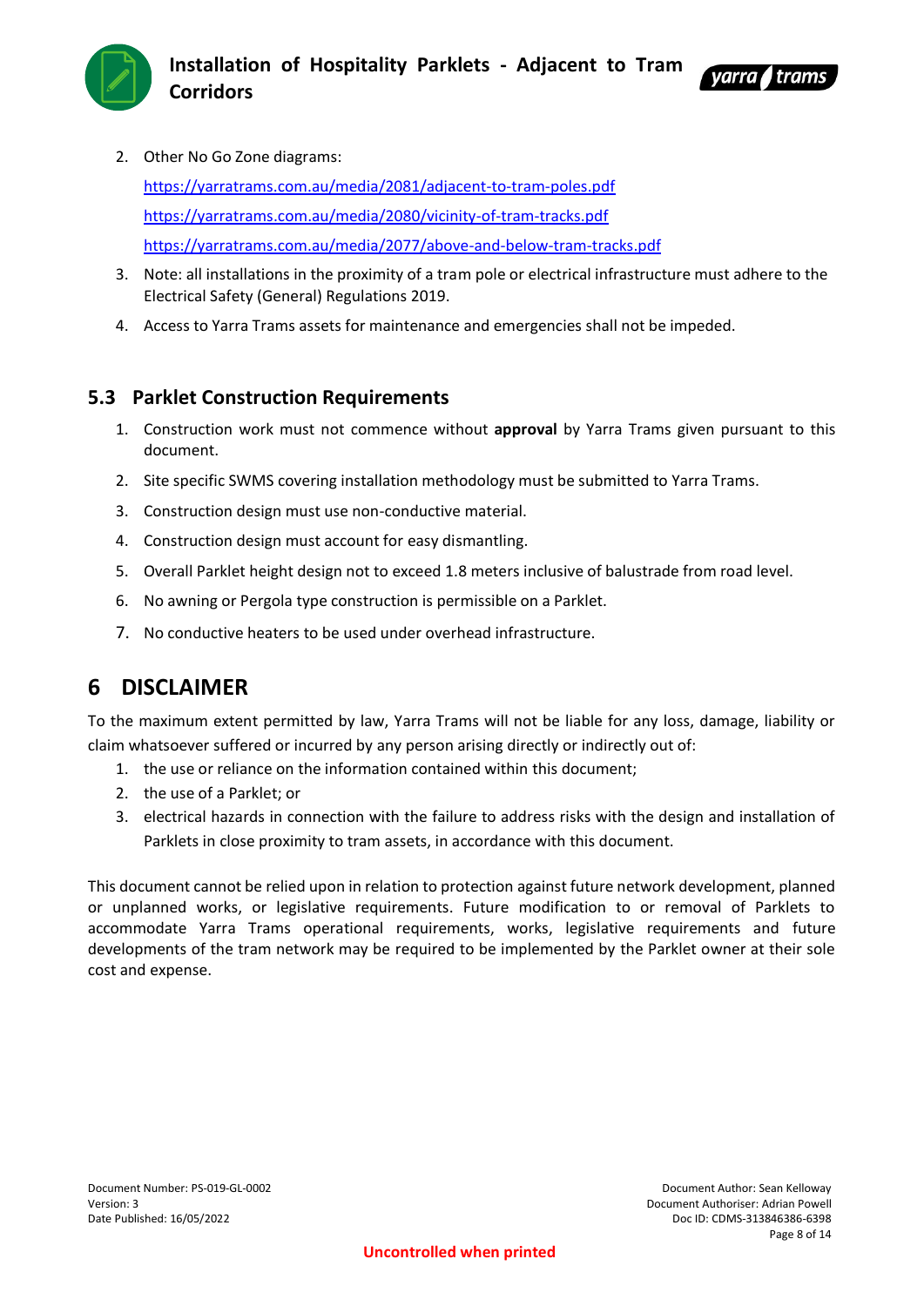2. Other No Go Zone diagrams:

   https://yarratrams.com.au/media/2081/adjacent-to-tram-poles.pdf

   https://yarratrams.com.au/media/2080/vicinity-of-tram-tracks.pdf

   https://yarratrams.com.au/media/2077/above-and-below-tram-tracks.pdf

3. Note: all installations in the proximity of a tram pole or electrical infrastructure must adhere to the Electrical Safety (General) Regulations 2019.
4. Access to Yarra Trams assets for maintenance and emergencies shall not be impeded.

## 5.3 Parklet Construction Requirements

1. Construction work must not commence without **approval** by Yarra Trams given pursuant to this document.
2. Site specific SWMS covering installation methodology must be submitted to Yarra Trams.
3. Construction design must use non-conductive material.
4. Construction design must account for easy dismantling.
5. Overall Parklet height design not to exceed 1.8 meters inclusive of balustrade from road level.
6. No awning or Pergola type construction is permissible on a Parklet.
7. No conductive heaters to be used under overhead infrastructure.

# 6 DISCLAIMER

To the maximum extent permitted by law, Yarra Trams will not be liable for any loss, damage, liability or claim whatsoever suffered or incurred by any person arising directly or indirectly out of:

1. the use or reliance on the information contained within this document;
2. the use of a Parklet; or
3. electrical hazards in connection with the failure to address risks with the design and installation of Parklets in close proximity to tram assets, in accordance with this document.

This document cannot be relied upon in relation to protection against future network development, planned or unplanned works, or legislative requirements. Future modification to or removal of Parklets to accommodate Yarra Trams operational requirements, works, legislative requirements and future developments of the tram network may be required to be implemented by the Parklet owner at their sole cost and expense.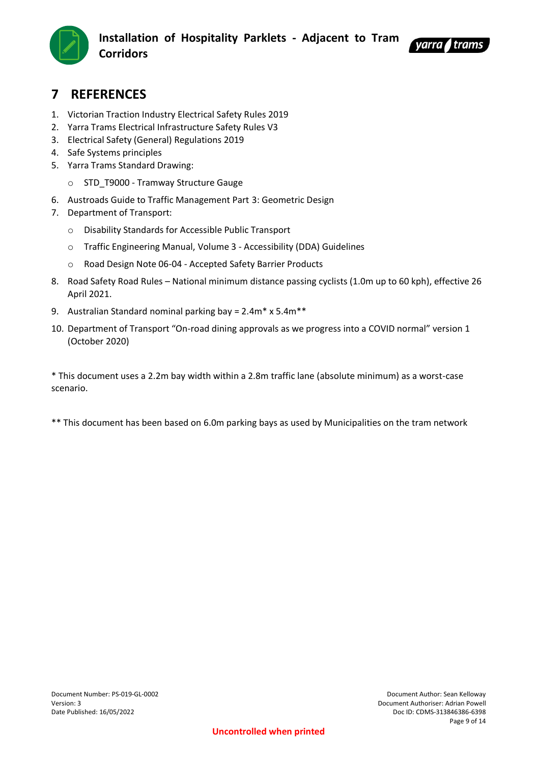# 7 REFERENCES

1. Victorian Traction Industry Electrical Safety Rules 2019
2. Yarra Trams Electrical Infrastructure Safety Rules V3
3. Electrical Safety (General) Regulations 2019
4. Safe Systems principles
5. Yarra Trams Standard Drawing:
   - STD_T9000 - Tramway Structure Gauge
6. Austroads Guide to Traffic Management Part 3: Geometric Design
7. Department of Transport:
   - Disability Standards for Accessible Public Transport
   - Traffic Engineering Manual, Volume 3 - Accessibility (DDA) Guidelines
   - Road Design Note 06-04 - Accepted Safety Barrier Products
8. Road Safety Road Rules – National minimum distance passing cyclists (1.0m up to 60 kph), effective 26 April 2021.
9. Australian Standard nominal parking bay = 2.4m* x 5.4m**
10. Department of Transport "On-road dining approvals as we progress into a COVID normal" version 1 (October 2020)

* This document uses a 2.2m bay width within a 2.8m traffic lane (absolute minimum) as a worst-case scenario.

** This document has been based on 6.0m parking bays as used by Municipalities on the tram network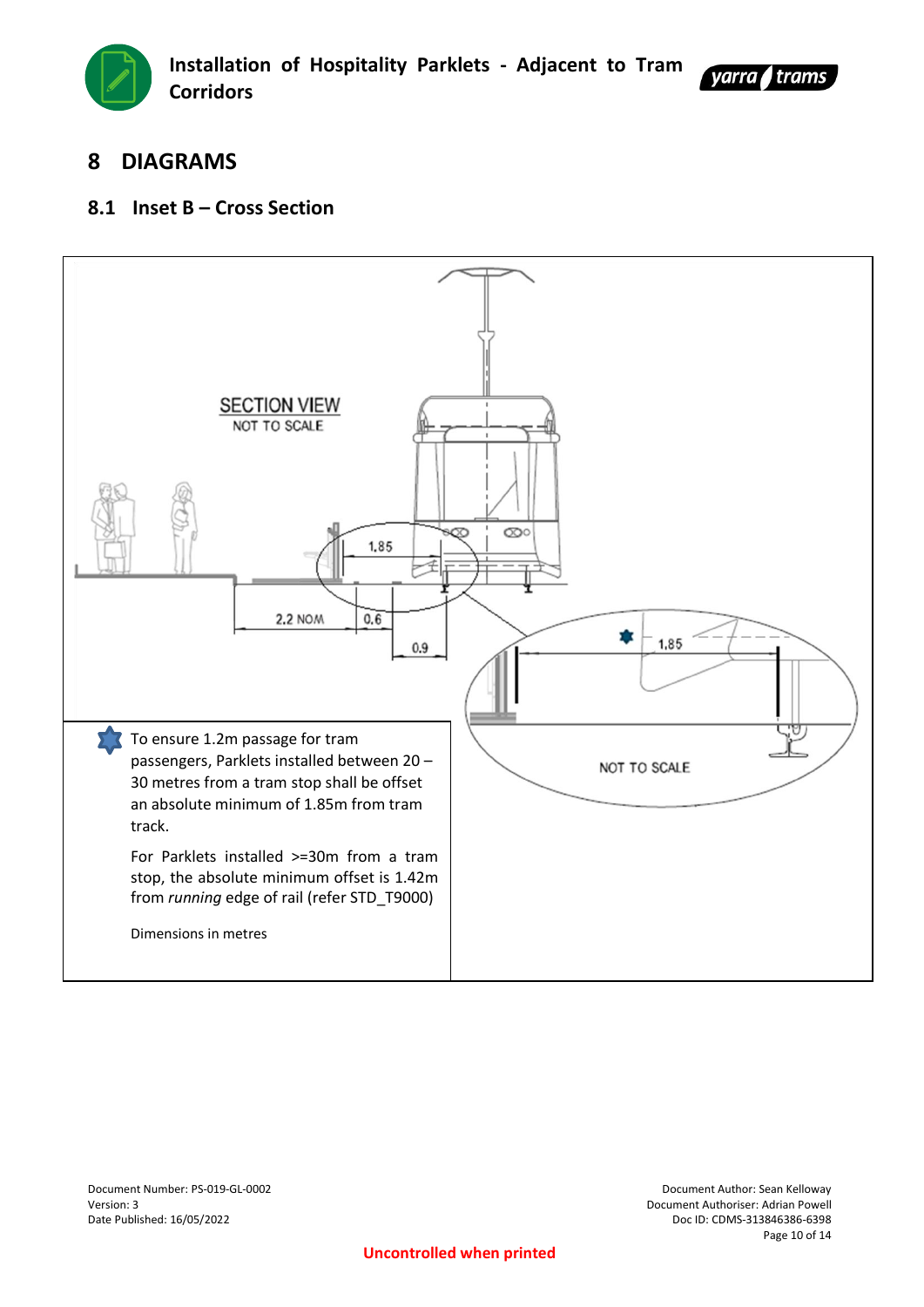# 8 DIAGRAMS

## 8.1 Inset B – Cross Section

SECTION VIEW
NOT TO SCALE

1.85

2.2 NOM

0.6

0.9

1.85

NOT TO SCALE

To ensure 1.2m passage for tram passengers, Parklets installed between 20 – 30 metres from a tram stop shall be offset an absolute minimum of 1.85m from tram track.

For Parklets installed >=30m from a tram stop, the absolute minimum offset is 1.42m from *running* edge of rail (refer STD_T9000)

Dimensions in metres

Document Number: PS-019-GL-0002
Version: 3
Date Published: 16/05/2022

Document Author: Sean Kelloway
Document Authoriser: Adrian Powell
Doc ID: CDMS-313846386-6398

**Uncontrolled when printed**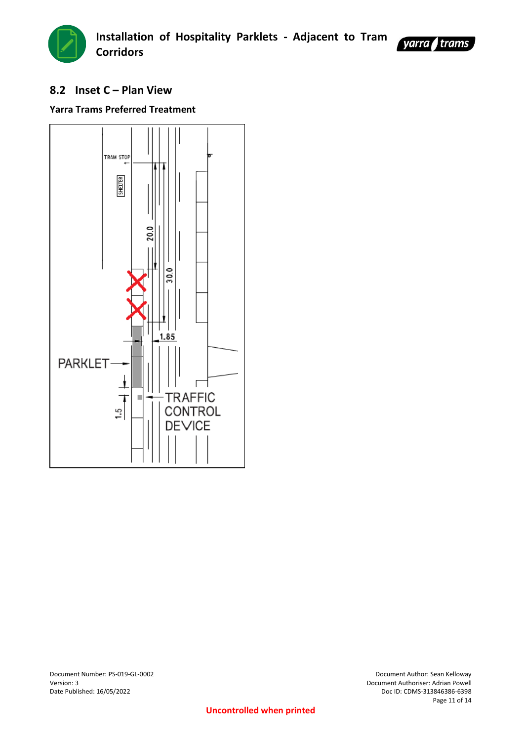## 8.2 Inset C – Plan View

**Yarra Trams Preferred Treatment**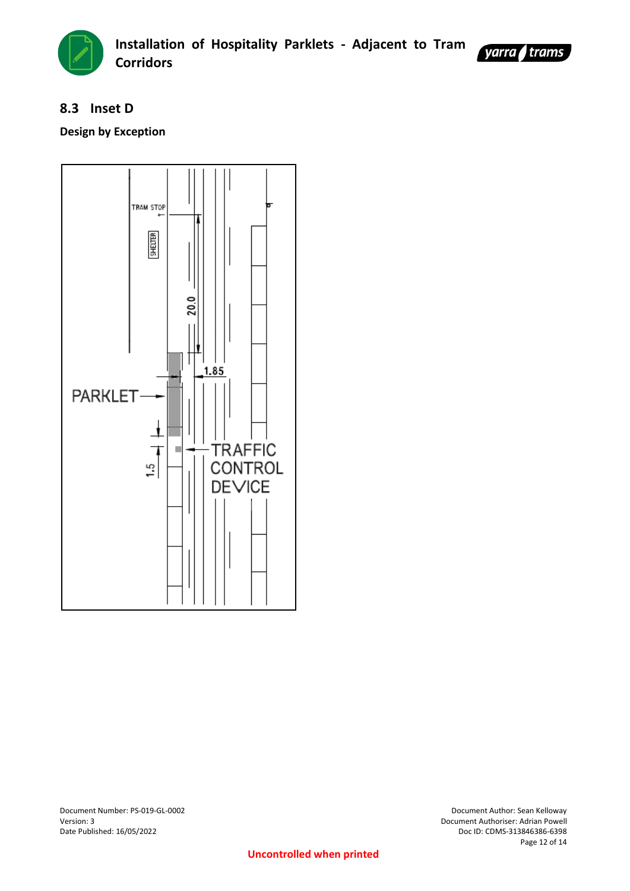## 8.3 Inset D

**Design by Exception**

TRAM STOP

SHELTER

20.0

1.85

PARKLET

1.5

TRAFFIC CONTROL DEVICE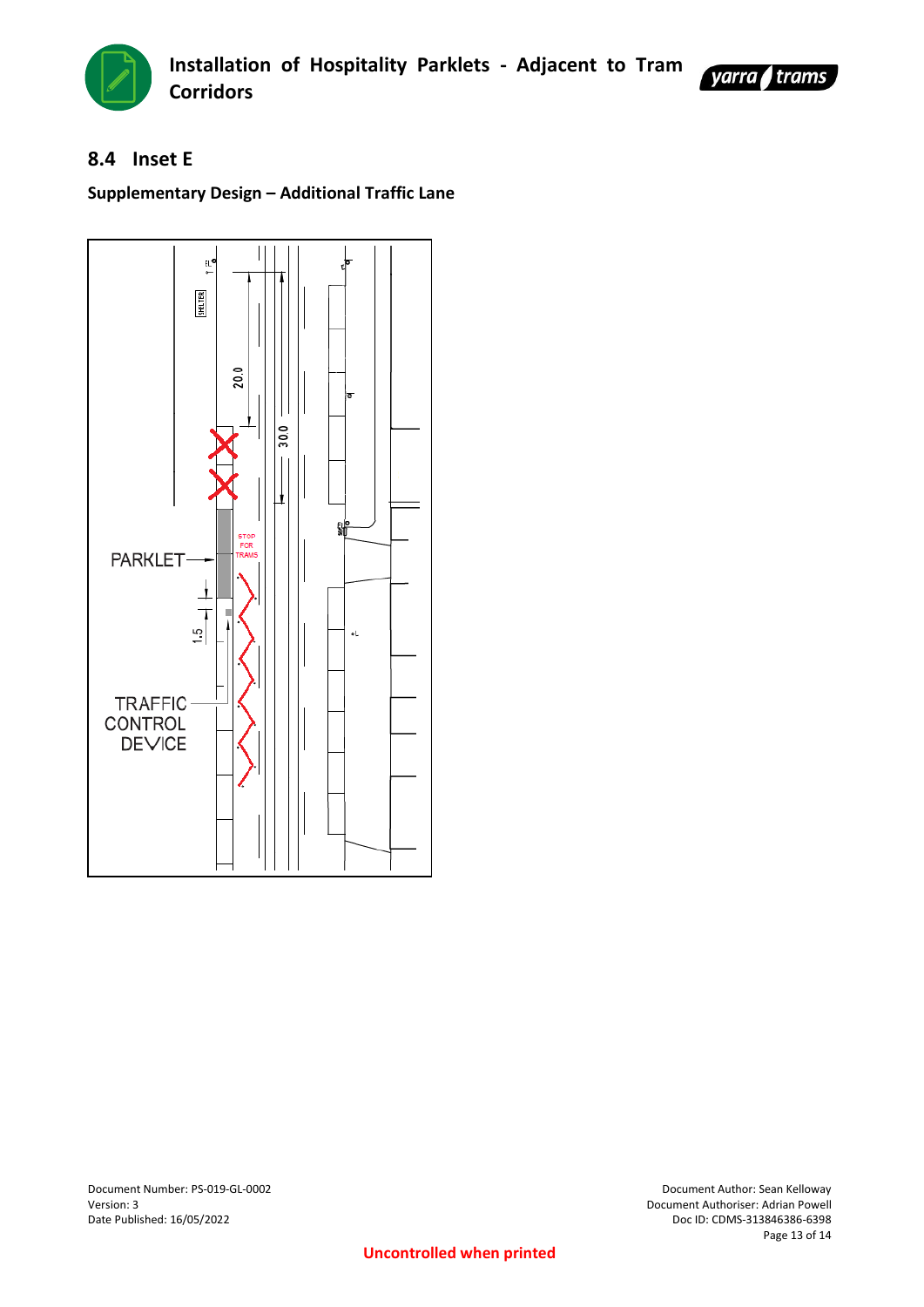## 8.4 Inset E

**Supplementary Design – Additional Traffic Lane**

SHELTER

20.0

30.0

STOP FOR TRAMS

PARKLET

1.5

TRAFFIC CONTROL DEVICE

Document Number: PS-019-GL-0002
Version: 3
Date Published: 16/05/2022

Document Author: Sean Kelloway
Document Authoriser: Adrian Powell
Doc ID: CDMS-313846386-6398

**Uncontrolled when printed**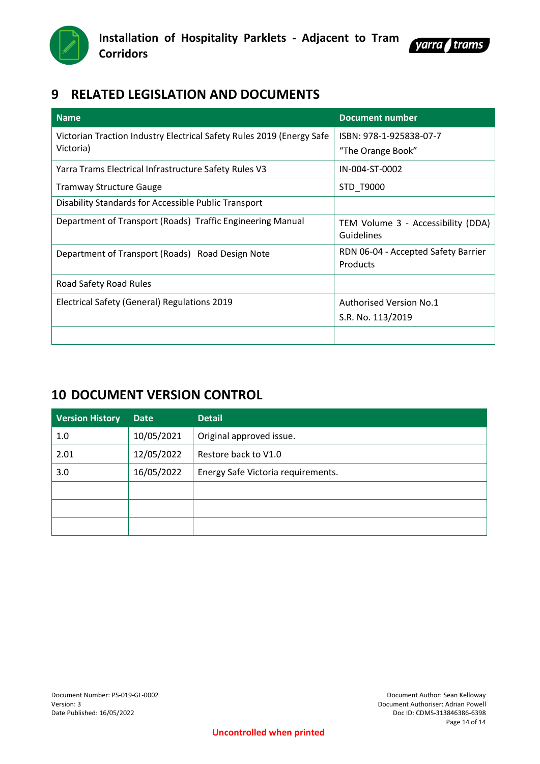# 9 RELATED LEGISLATION AND DOCUMENTS

| Name | Document number |
|---|---|
| Victorian Traction Industry Electrical Safety Rules 2019 (Energy Safe Victoria) | ISBN: 978-1-925838-07-7 "The Orange Book" |
| Yarra Trams Electrical Infrastructure Safety Rules V3 | IN-004-ST-0002 |
| Tramway Structure Gauge | STD_T9000 |
| Disability Standards for Accessible Public Transport | |
| Department of Transport (Roads) Traffic Engineering Manual | TEM Volume 3 - Accessibility (DDA) Guidelines |
| Department of Transport (Roads) Road Design Note | RDN 06-04 - Accepted Safety Barrier Products |
| Road Safety Road Rules | |
| Electrical Safety (General) Regulations 2019 | Authorised Version No.1 S.R. No. 113/2019 |
| | |

# 10 DOCUMENT VERSION CONTROL

| Version History | Date | Detail |
|---|---|---|
| 1.0 | 10/05/2021 | Original approved issue. |
| 2.01 | 12/05/2022 | Restore back to V1.0 |
| 3.0 | 16/05/2022 | Energy Safe Victoria requirements. |
| | | |
| | | |
| | | |